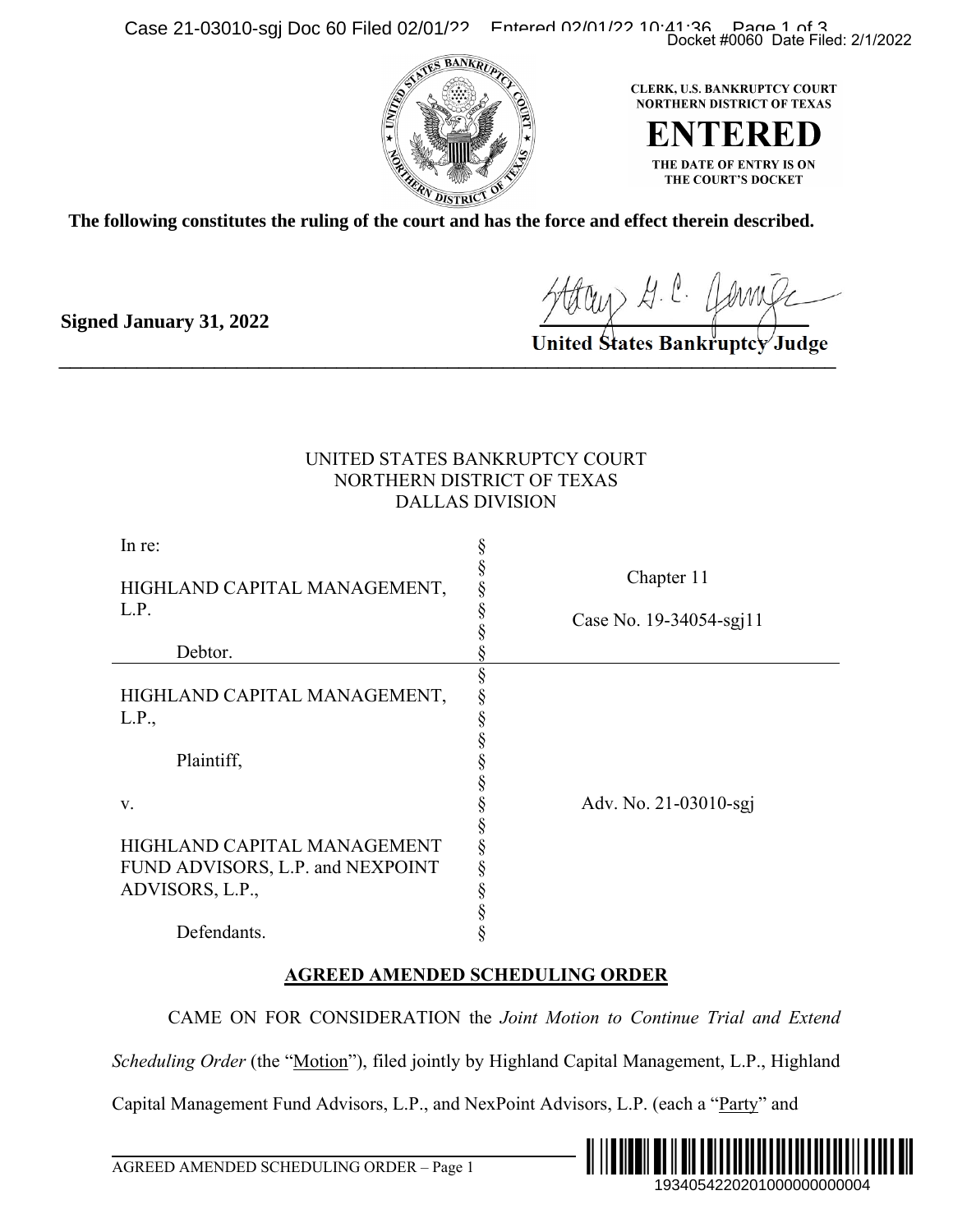CLERK, U.S. BANKRUPTCY COURT
NORTHERN DISTRICT OF TEXAS

**ENTERED**

THE DATE OF ENTRY IS ON
THE COURT'S DOCKET

**The following constitutes the ruling of the court and has the force and effect therein described.**

**Signed January 31, 2022**

**United States Bankruptcy Judge**

---

UNITED STATES BANKRUPTCY COURT
NORTHERN DISTRICT OF TEXAS
DALLAS DIVISION

| | | |
|---|---|---|
| In re:<br><br>HIGHLAND CAPITAL MANAGEMENT, L.P.<br><br>Debtor. | §<br>§<br>§<br>§<br>§<br>§ | Chapter 11<br><br>Case No. 19-34054-sgj11 |
| HIGHLAND CAPITAL MANAGEMENT, L.P.,<br><br>Plaintiff,<br><br>v.<br><br>HIGHLAND CAPITAL MANAGEMENT FUND ADVISORS, L.P. and NEXPOINT ADVISORS, L.P.,<br><br>Defendants. | §<br>§<br>§<br>§<br>§<br>§<br>§<br>§<br>§<br>§<br>§<br>§<br>§ | Adv. No. 21-03010-sgj |

## AGREED AMENDED SCHEDULING ORDER

CAME ON FOR CONSIDERATION the *Joint Motion to Continue Trial and Extend Scheduling Order* (the "Motion"), filed jointly by Highland Capital Management, L.P., Highland Capital Management Fund Advisors, L.P., and NexPoint Advisors, L.P. (each a "Party" and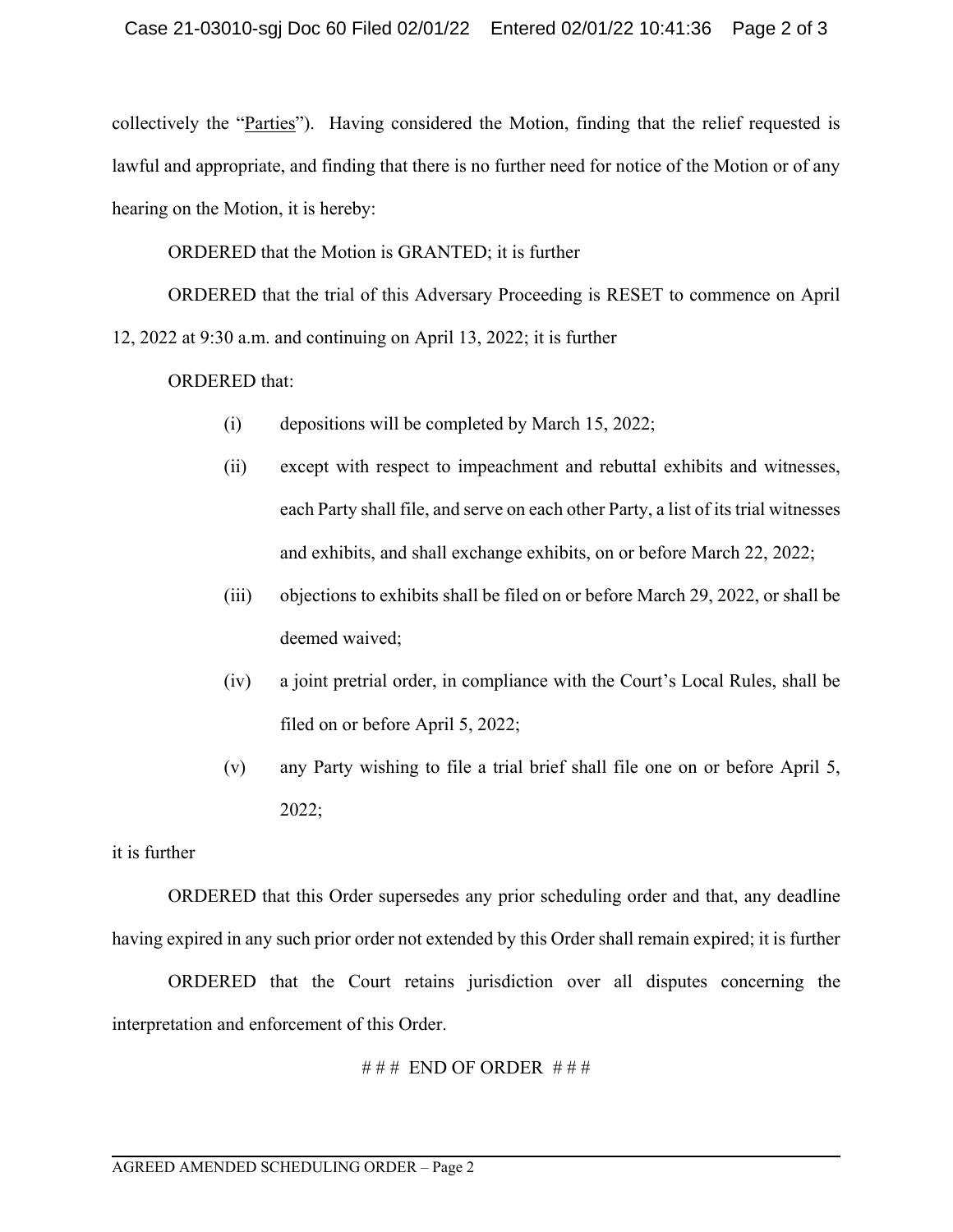collectively the "Parties"). Having considered the Motion, finding that the relief requested is lawful and appropriate, and finding that there is no further need for notice of the Motion or of any hearing on the Motion, it is hereby:

ORDERED that the Motion is GRANTED; it is further

ORDERED that the trial of this Adversary Proceeding is RESET to commence on April 12, 2022 at 9:30 a.m. and continuing on April 13, 2022; it is further

ORDERED that:

(i) depositions will be completed by March 15, 2022;

(ii) except with respect to impeachment and rebuttal exhibits and witnesses, each Party shall file, and serve on each other Party, a list of its trial witnesses and exhibits, and shall exchange exhibits, on or before March 22, 2022;

(iii) objections to exhibits shall be filed on or before March 29, 2022, or shall be deemed waived;

(iv) a joint pretrial order, in compliance with the Court's Local Rules, shall be filed on or before April 5, 2022;

(v) any Party wishing to file a trial brief shall file one on or before April 5, 2022;

it is further

ORDERED that this Order supersedes any prior scheduling order and that, any deadline having expired in any such prior order not extended by this Order shall remain expired; it is further

ORDERED that the Court retains jurisdiction over all disputes concerning the interpretation and enforcement of this Order.

### END OF ORDER ###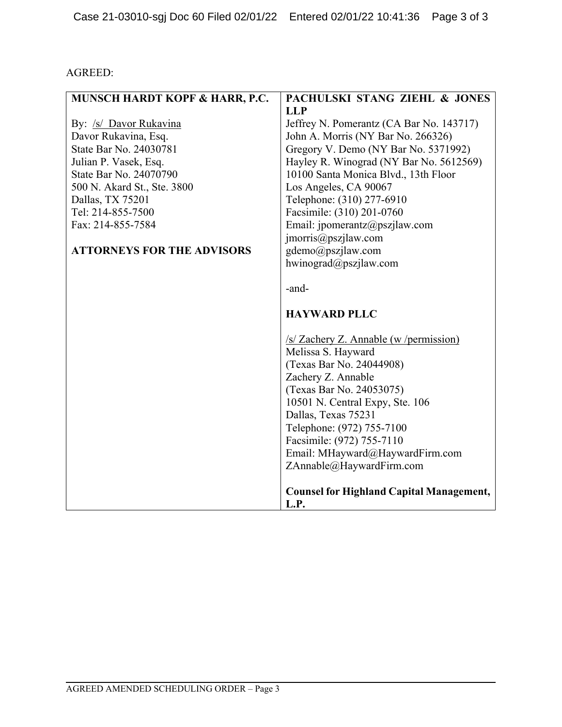AGREED:

| | |
|---|---|
| **MUNSCH HARDT KOPF & HARR, P.C.**<br><br>By: /s/ Davor Rukavina<br>Davor Rukavina, Esq.<br>State Bar No. 24030781<br>Julian P. Vasek, Esq.<br>State Bar No. 24070790<br>500 N. Akard St., Ste. 3800<br>Dallas, TX 75201<br>Tel: 214-855-7500<br>Fax: 214-855-7584<br><br>**ATTORNEYS FOR THE ADVISORS** | **PACHULSKI STANG ZIEHL & JONES LLP**<br>Jeffrey N. Pomerantz (CA Bar No. 143717)<br>John A. Morris (NY Bar No. 266326)<br>Gregory V. Demo (NY Bar No. 5371992)<br>Hayley R. Winograd (NY Bar No. 5612569)<br>10100 Santa Monica Blvd., 13th Floor<br>Los Angeles, CA 90067<br>Telephone: (310) 277-6910<br>Facsimile: (310) 201-0760<br>Email: jpomerantz@pszjlaw.com<br>jmorris@pszjlaw.com<br>gdemo@pszjlaw.com<br>hwinograd@pszjlaw.com<br><br>-and-<br><br>**HAYWARD PLLC**<br><br>/s/ Zachery Z. Annable (w /permission)<br>Melissa S. Hayward<br>(Texas Bar No. 24044908)<br>Zachery Z. Annable<br>(Texas Bar No. 24053075)<br>10501 N. Central Expy, Ste. 106<br>Dallas, Texas 75231<br>Telephone: (972) 755-7100<br>Facsimile: (972) 755-7110<br>Email: MHayward@HaywardFirm.com<br>ZAnnable@HaywardFirm.com<br><br>**Counsel for Highland Capital Management, L.P.** |

AGREED AMENDED SCHEDULING ORDER – Page 3